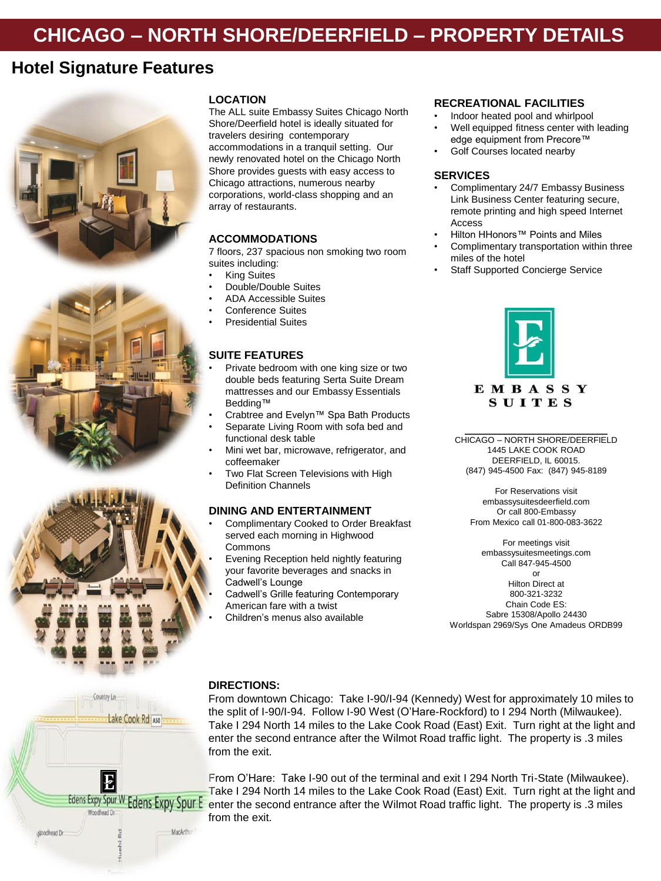# CHICAGO – NORTH SHORE/DEERFIELD – PROPERTY DETAILS

## Hotel Signature Features

### LOCATION

The ALL suite Embassy Suites Chicago North Shore/Deerfield hotel is ideally situated for travelers desiring contemporary accommodations in a tranquil setting. Our newly renovated hotel on the Chicago North Shore provides guests with easy access to Chicago attractions, numerous nearby corporations, world-class shopping and an array of restaurants.

### ACCOMMODATIONS

7 floors, 237 spacious non smoking two room suites including:

- King Suites
- Double/Double Suites
- ADA Accessible Suites
- Conference Suites
- Presidential Suites

### SUITE FEATURES

- Private bedroom with one king size or two double beds featuring Serta Suite Dream mattresses and our Embassy Essentials Bedding™
- Crabtree and Evelyn™ Spa Bath Products
- Separate Living Room with sofa bed and functional desk table
- Mini wet bar, microwave, refrigerator, and coffeemaker
- Two Flat Screen Televisions with High Definition Channels

### DINING AND ENTERTAINMENT

- Complimentary Cooked to Order Breakfast served each morning in Highwood Commons
- Evening Reception held nightly featuring your favorite beverages and snacks in Cadwell's Lounge
- Cadwell's Grille featuring Contemporary American fare with a twist
- Children's menus also available

### RECREATIONAL FACILITIES

- Indoor heated pool and whirlpool
- Well equipped fitness center with leading edge equipment from Precore™
- Golf Courses located nearby

### SERVICES

- Complimentary 24/7 Embassy Business Link Business Center featuring secure, remote printing and high speed Internet Access
- Hilton HHonors™ Points and Miles
- Complimentary transportation within three miles of the hotel
- Staff Supported Concierge Service

EMBASSY SUITES

CHICAGO – NORTH SHORE/DEERFIELD
1445 LAKE COOK ROAD
DEERFIELD, IL 60015.
(847) 945-4500 Fax: (847) 945-8189

For Reservations visit
embassysuitesdeerfield.com
Or call 800-Embassy
From Mexico call 01-800-083-3622

For meetings visit
embassysuitesmeetings.com
Call 847-945-4500
or
Hilton Direct at
800-321-3232
Chain Code ES:
Sabre 15308/Apollo 24430
Worldspan 2969/Sys One Amadeus ORDB99

### DIRECTIONS:

From downtown Chicago: Take I-90/I-94 (Kennedy) West for approximately 10 miles to the split of I-90/I-94. Follow I-90 West (O'Hare-Rockford) to I 294 North (Milwaukee). Take I 294 North 14 miles to the Lake Cook Road (East) Exit. Turn right at the light and enter the second entrance after the Wilmot Road traffic light. The property is .3 miles from the exit.

From O'Hare: Take I-90 out of the terminal and exit I 294 North Tri-State (Milwaukee). Take I 294 North 14 miles to the Lake Cook Road (East) Exit. Turn right at the light and enter the second entrance after the Wilmot Road traffic light. The property is .3 miles from the exit.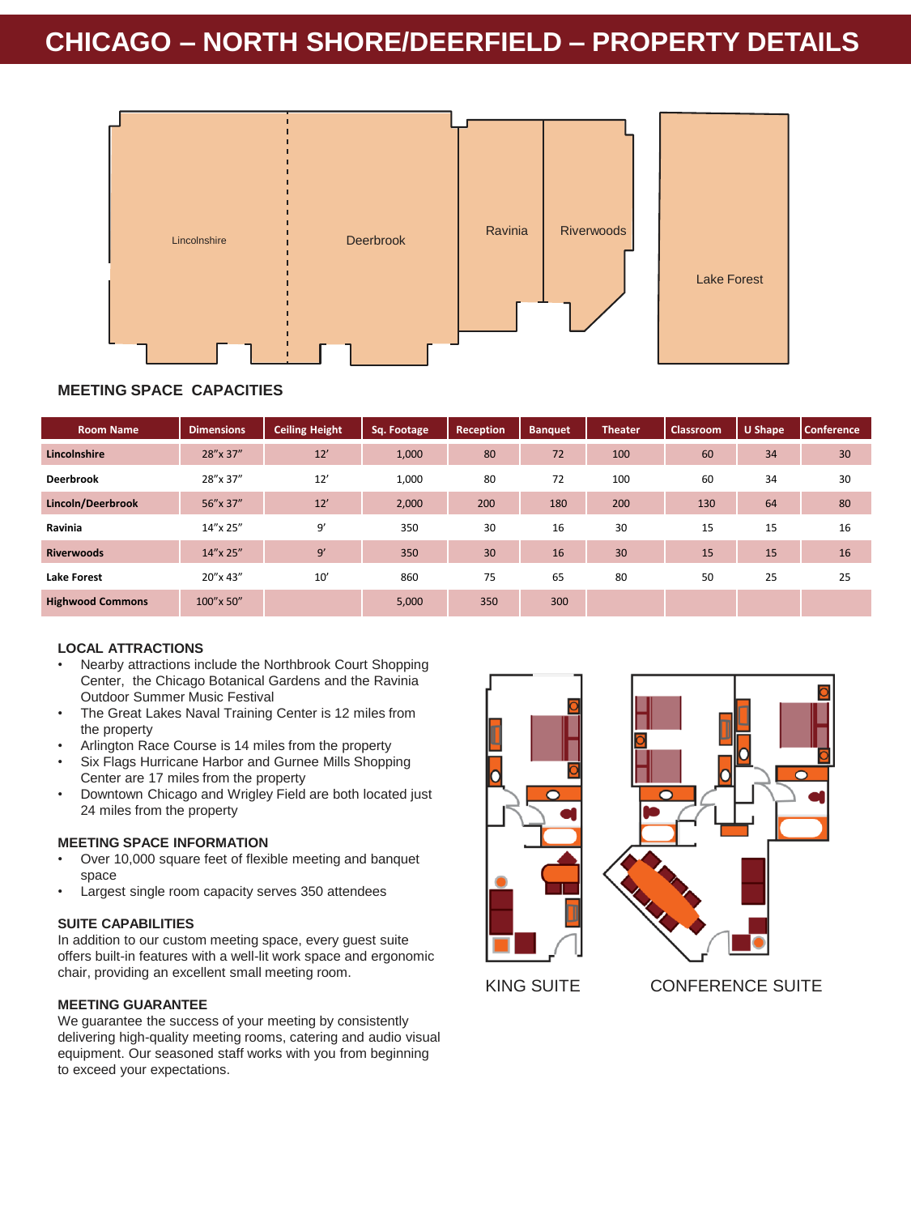# CHICAGO – NORTH SHORE/DEERFIELD – PROPERTY DETAILS

Lincolnshire

Deerbrook

Ravinia

Riverwoods

Lake Forest

## MEETING SPACE CAPACITIES

| Room Name | Dimensions | Ceiling Height | Sq. Footage | Reception | Banquet | Theater | Classroom | U Shape | Conference |
|---|---|---|---|---|---|---|---|---|---|
| Lincolnshire | 28"x 37" | 12' | 1,000 | 80 | 72 | 100 | 60 | 34 | 30 |
| Deerbrook | 28"x 37" | 12' | 1,000 | 80 | 72 | 100 | 60 | 34 | 30 |
| Lincoln/Deerbrook | 56"x 37" | 12' | 2,000 | 200 | 180 | 200 | 130 | 64 | 80 |
| Ravinia | 14"x 25" | 9' | 350 | 30 | 16 | 30 | 15 | 15 | 16 |
| Riverwoods | 14"x 25" | 9' | 350 | 30 | 16 | 30 | 15 | 15 | 16 |
| Lake Forest | 20"x 43" | 10' | 860 | 75 | 65 | 80 | 50 | 25 | 25 |
| Highwood Commons | 100"x 50" | | 5,000 | 350 | 300 | | | | |

### LOCAL ATTRACTIONS

- Nearby attractions include the Northbrook Court Shopping Center, the Chicago Botanical Gardens and the Ravinia Outdoor Summer Music Festival
- The Great Lakes Naval Training Center is 12 miles from the property
- Arlington Race Course is 14 miles from the property
- Six Flags Hurricane Harbor and Gurnee Mills Shopping Center are 17 miles from the property
- Downtown Chicago and Wrigley Field are both located just 24 miles from the property

### MEETING SPACE INFORMATION

- Over 10,000 square feet of flexible meeting and banquet space
- Largest single room capacity serves 350 attendees

### SUITE CAPABILITIES

In addition to our custom meeting space, every guest suite offers built-in features with a well-lit work space and ergonomic chair, providing an excellent small meeting room.

### MEETING GUARANTEE

We guarantee the success of your meeting by consistently delivering high-quality meeting rooms, catering and audio visual equipment. Our seasoned staff works with you from beginning to exceed your expectations.

KING SUITE

CONFERENCE SUITE